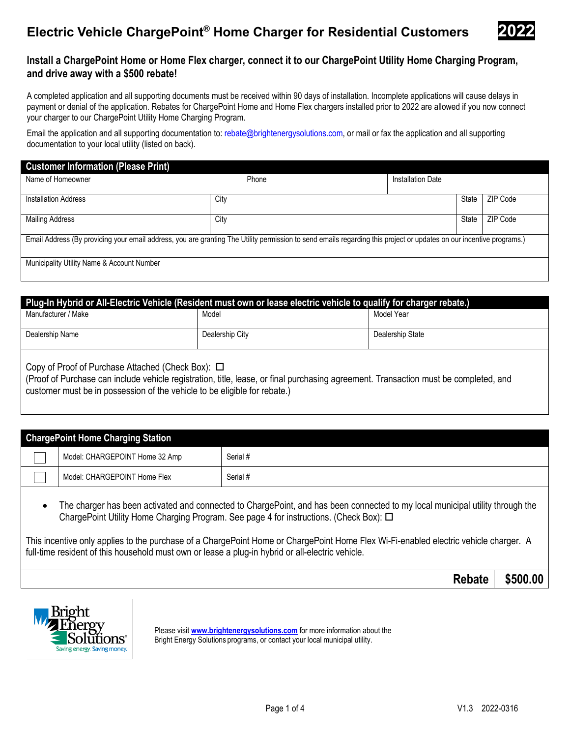# Electric Vehicle ChargePoint® Home Charger for Residential Customers **2022**

## Install a ChargePoint Home or Home Flex charger, connect it to our ChargePoint Utility Home Charging Program, and drive away with a $500 rebate!

A completed application and all supporting documents must be received within 90 days of installation. Incomplete applications will cause delays in payment or denial of the application. Rebates for ChargePoint Home and Home Flex chargers installed prior to 2022 are allowed if you now connect your charger to our ChargePoint Utility Home Charging Program.

Email the application and all supporting documentation to: rebate@brightenergysolutions.com, or mail or fax the application and all supporting documentation to your local utility (listed on back).

| Customer Information (Please Print) | | | | |
|---|---|---|---|---|
| Name of Homeowner | | Phone | Installation Date | |
| Installation Address | City | | State | ZIP Code |
| Mailing Address | City | | State | ZIP Code |
| Email Address (By providing your email address, you are granting The Utility permission to send emails regarding this project or updates on our incentive programs.) | | | | |
| Municipality Utility Name & Account Number | | | | |

| Plug-In Hybrid or All-Electric Vehicle (Resident must own or lease electric vehicle to qualify for charger rebate.) | | |
|---|---|---|
| Manufacturer / Make | Model | Model Year |
| Dealership Name | Dealership City | Dealership State |

Copy of Proof of Purchase Attached (Check Box): ☐
(Proof of Purchase can include vehicle registration, title, lease, or final purchasing agreement. Transaction must be completed, and customer must be in possession of the vehicle to be eligible for rebate.)

| ChargePoint Home Charging Station | | |
|---|---|---|
| ☐ | Model: CHARGEPOINT Home 32 Amp | Serial # |
| ☐ | Model: CHARGEPOINT Home Flex | Serial # |

- The charger has been activated and connected to ChargePoint, and has been connected to my local municipal utility through the ChargePoint Utility Home Charging Program. See page 4 for instructions. (Check Box): ☐

This incentive only applies to the purchase of a ChargePoint Home or ChargePoint Home Flex Wi-Fi-enabled electric vehicle charger. A full-time resident of this household must own or lease a plug-in hybrid or all-electric vehicle.

| Rebate | $500.00 |
|---|---|

Bright Energy Solutions® — Saving energy. Saving money.

Please visit **www.brightenergysolutions.com** for more information about the Bright Energy Solutions programs, or contact your local municipal utility.

V1.3 2022-0316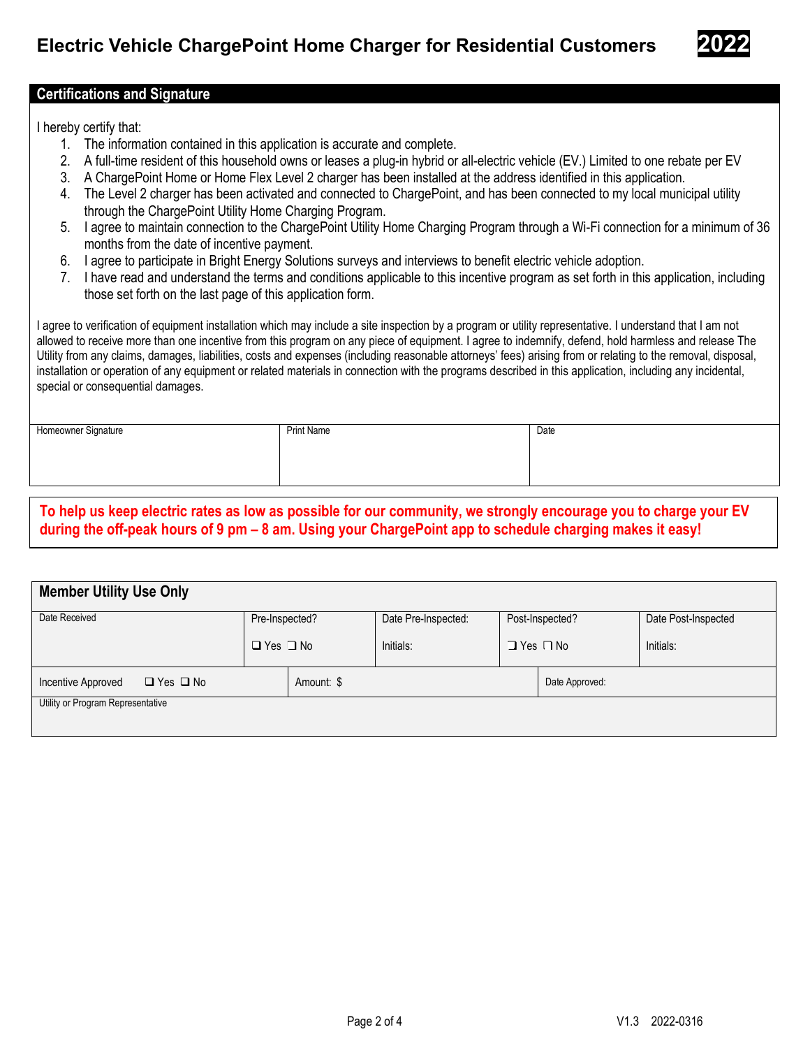# Electric Vehicle ChargePoint Home Charger for Residential Customers **2022**

## Certifications and Signature

I hereby certify that:

1. The information contained in this application is accurate and complete.
2. A full-time resident of this household owns or leases a plug-in hybrid or all-electric vehicle (EV.) Limited to one rebate per EV
3. A ChargePoint Home or Home Flex Level 2 charger has been installed at the address identified in this application.
4. The Level 2 charger has been activated and connected to ChargePoint, and has been connected to my local municipal utility through the ChargePoint Utility Home Charging Program.
5. I agree to maintain connection to the ChargePoint Utility Home Charging Program through a Wi-Fi connection for a minimum of 36 months from the date of incentive payment.
6. I agree to participate in Bright Energy Solutions surveys and interviews to benefit electric vehicle adoption.
7. I have read and understand the terms and conditions applicable to this incentive program as set forth in this application, including those set forth on the last page of this application form.

I agree to verification of equipment installation which may include a site inspection by a program or utility representative. I understand that I am not allowed to receive more than one incentive from this program on any piece of equipment. I agree to indemnify, defend, hold harmless and release The Utility from any claims, damages, liabilities, costs and expenses (including reasonable attorneys' fees) arising from or relating to the removal, disposal, installation or operation of any equipment or related materials in connection with the programs described in this application, including any incidental, special or consequential damages.

| Homeowner Signature | Print Name | Date |
|---|---|---|
| | | |

**To help us keep electric rates as low as possible for our community, we strongly encourage you to charge your EV during the off-peak hours of 9 pm – 8 am. Using your ChargePoint app to schedule charging makes it easy!**

## Member Utility Use Only

| Date Received | Pre-Inspected? | Date Pre-Inspected: | Post-Inspected? | Date Post-Inspected |
|---|---|---|---|---|
| | ❑ Yes ❑ No | Initials: | ❑ Yes ❑ No | Initials: |

| Incentive Approved ❑ Yes ❑ No | Amount: $ | Date Approved: |
|---|---|---|

Utility or Program Representative

V1.3 2022-0316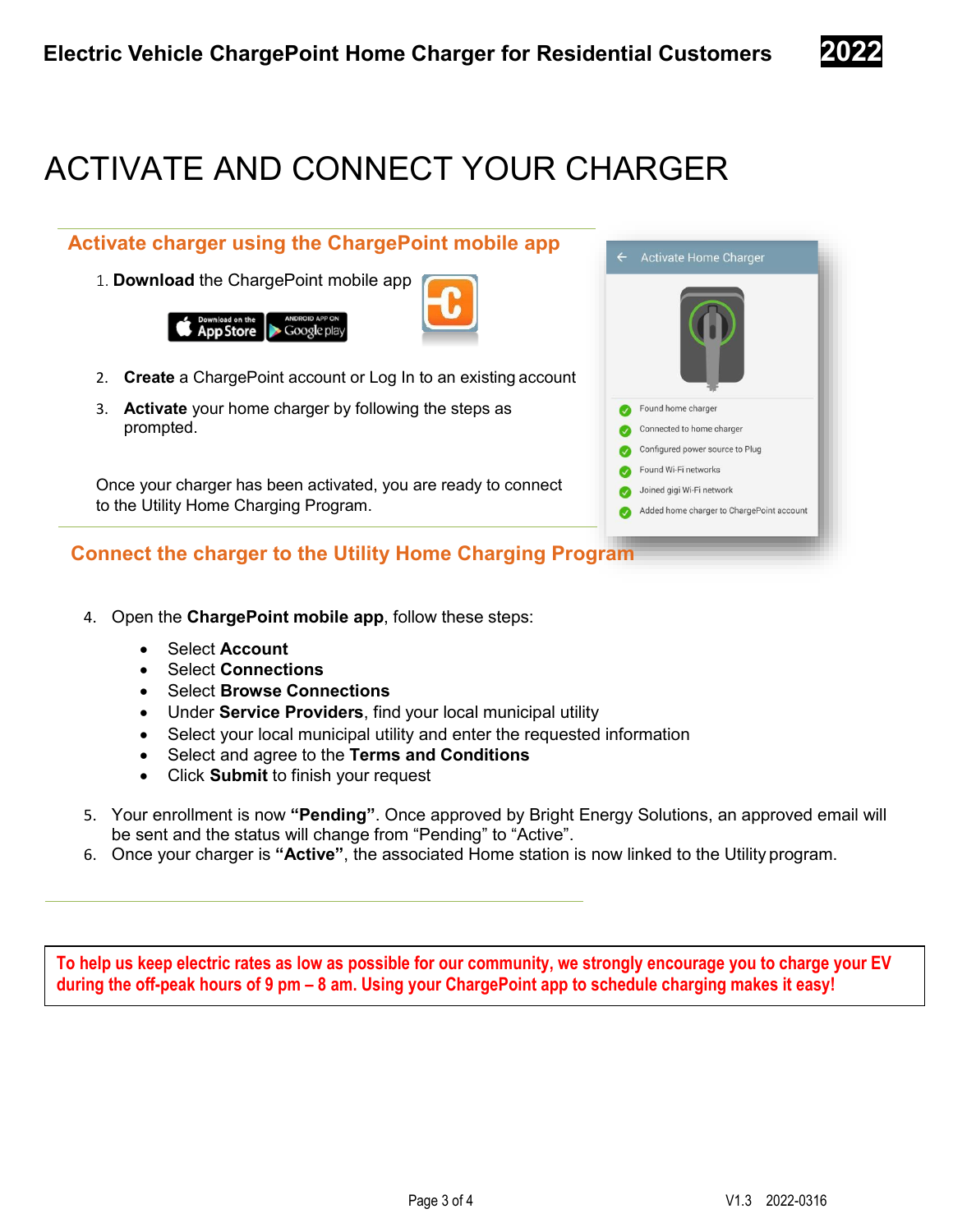# ACTIVATE AND CONNECT YOUR CHARGER

## Activate charger using the ChargePoint mobile app

1. **Download** the ChargePoint mobile app
2. **Create** a ChargePoint account or Log In to an existing account
3. **Activate** your home charger by following the steps as prompted.

Once your charger has been activated, you are ready to connect to the Utility Home Charging Program.

Activate Home Charger

- Found home charger
- Connected to home charger
- Configured power source to Plug
- Found Wi-Fi networks
- Joined gigi Wi-Fi network
- Added home charger to ChargePoint account

## Connect the charger to the Utility Home Charging Program

4. Open the **ChargePoint mobile app**, follow these steps:
   - Select **Account**
   - Select **Connections**
   - Select **Browse Connections**
   - Under **Service Providers**, find your local municipal utility
   - Select your local municipal utility and enter the requested information
   - Select and agree to the **Terms and Conditions**
   - Click **Submit** to finish your request
5. Your enrollment is now **"Pending"**. Once approved by Bright Energy Solutions, an approved email will be sent and the status will change from "Pending" to "Active".
6. Once your charger is **"Active"**, the associated Home station is now linked to the Utility program.

**To help us keep electric rates as low as possible for our community, we strongly encourage you to charge your EV during the off-peak hours of 9 pm – 8 am. Using your ChargePoint app to schedule charging makes it easy!**

V1.3 2022-0316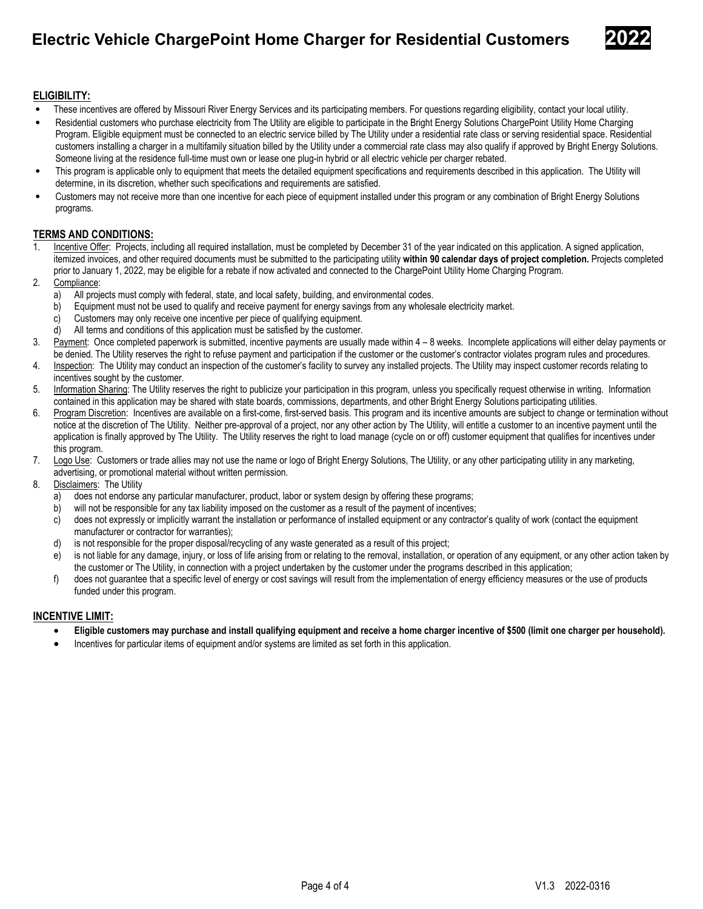# Electric Vehicle ChargePoint Home Charger for Residential Customers **2022**

## ELIGIBILITY:

- These incentives are offered by Missouri River Energy Services and its participating members. For questions regarding eligibility, contact your local utility.
- Residential customers who purchase electricity from The Utility are eligible to participate in the Bright Energy Solutions ChargePoint Utility Home Charging Program. Eligible equipment must be connected to an electric service billed by The Utility under a residential rate class or serving residential space. Residential customers installing a charger in a multifamily situation billed by the Utility under a commercial rate class may also qualify if approved by Bright Energy Solutions. Someone living at the residence full-time must own or lease one plug-in hybrid or all electric vehicle per charger rebated.
- This program is applicable only to equipment that meets the detailed equipment specifications and requirements described in this application. The Utility will determine, in its discretion, whether such specifications and requirements are satisfied.
- Customers may not receive more than one incentive for each piece of equipment installed under this program or any combination of Bright Energy Solutions programs.

## TERMS AND CONDITIONS:

1. Incentive Offer: Projects, including all required installation, must be completed by December 31 of the year indicated on this application. A signed application, itemized invoices, and other required documents must be submitted to the participating utility **within 90 calendar days of project completion.** Projects completed prior to January 1, 2022, may be eligible for a rebate if now activated and connected to the ChargePoint Utility Home Charging Program.
2. Compliance:
   a) All projects must comply with federal, state, and local safety, building, and environmental codes.
   b) Equipment must not be used to qualify and receive payment for energy savings from any wholesale electricity market.
   c) Customers may only receive one incentive per piece of qualifying equipment.
   d) All terms and conditions of this application must be satisfied by the customer.
3. Payment: Once completed paperwork is submitted, incentive payments are usually made within 4 – 8 weeks. Incomplete applications will either delay payments or be denied. The Utility reserves the right to refuse payment and participation if the customer or the customer's contractor violates program rules and procedures.
4. Inspection: The Utility may conduct an inspection of the customer's facility to survey any installed projects. The Utility may inspect customer records relating to incentives sought by the customer.
5. Information Sharing: The Utility reserves the right to publicize your participation in this program, unless you specifically request otherwise in writing. Information contained in this application may be shared with state boards, commissions, departments, and other Bright Energy Solutions participating utilities.
6. Program Discretion: Incentives are available on a first-come, first-served basis. This program and its incentive amounts are subject to change or termination without notice at the discretion of The Utility. Neither pre-approval of a project, nor any other action by The Utility, will entitle a customer to an incentive payment until the application is finally approved by The Utility. The Utility reserves the right to load manage (cycle on or off) customer equipment that qualifies for incentives under this program.
7. Logo Use: Customers or trade allies may not use the name or logo of Bright Energy Solutions, The Utility, or any other participating utility in any marketing, advertising, or promotional material without written permission.
8. Disclaimers: The Utility
   a) does not endorse any particular manufacturer, product, labor or system design by offering these programs;
   b) will not be responsible for any tax liability imposed on the customer as a result of the payment of incentives;
   c) does not expressly or implicitly warrant the installation or performance of installed equipment or any contractor's quality of work (contact the equipment manufacturer or contractor for warranties);
   d) is not responsible for the proper disposal/recycling of any waste generated as a result of this project;
   e) is not liable for any damage, injury, or loss of life arising from or relating to the removal, installation, or operation of any equipment, or any other action taken by the customer or The Utility, in connection with a project undertaken by the customer under the programs described in this application;
   f) does not guarantee that a specific level of energy or cost savings will result from the implementation of energy efficiency measures or the use of products funded under this program.

## INCENTIVE LIMIT:

- **Eligible customers may purchase and install qualifying equipment and receive a home charger incentive of $500 (limit one charger per household).**
- Incentives for particular items of equipment and/or systems are limited as set forth in this application.

V1.3 2022-0316